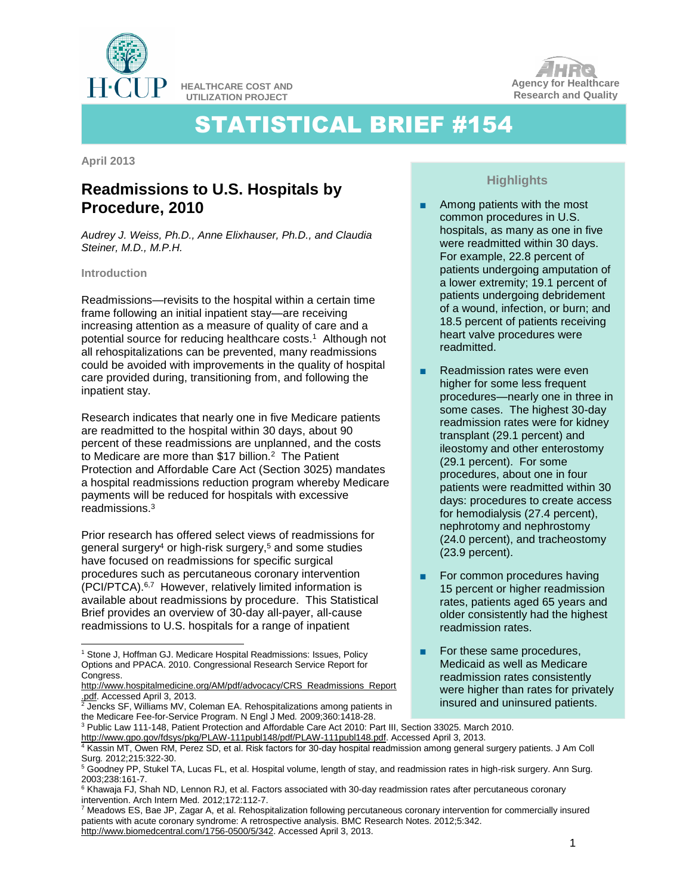HEALTHCARE COST AND UTILIZATION PROJECT

Agency for Healthcare Research and Quality

# STATISTICAL BRIEF #154

April 2013

## Readmissions to U.S. Hospitals by Procedure, 2010

*Audrey J. Weiss, Ph.D., Anne Elixhauser, Ph.D., and Claudia Steiner, M.D., M.P.H.*

### Introduction

Readmissions—revisits to the hospital within a certain time frame following an initial inpatient stay—are receiving increasing attention as a measure of quality of care and a potential source for reducing healthcare costs.[1] Although not all rehospitalizations can be prevented, many readmissions could be avoided with improvements in the quality of hospital care provided during, transitioning from, and following the inpatient stay.

Research indicates that nearly one in five Medicare patients are readmitted to the hospital within 30 days, about 90 percent of these readmissions are unplanned, and the costs to Medicare are more than $17 billion.[2] The Patient Protection and Affordable Care Act (Section 3025) mandates a hospital readmissions reduction program whereby Medicare payments will be reduced for hospitals with excessive readmissions.[3]

Prior research has offered select views of readmissions for general surgery[4] or high-risk surgery,[5] and some studies have focused on readmissions for specific surgical procedures such as percutaneous coronary intervention (PCI/PTCA).[6,7] However, relatively limited information is available about readmissions by procedure. This Statistical Brief provides an overview of 30-day all-payer, all-cause readmissions to U.S. hospitals for a range of inpatient

### Highlights

- Among patients with the most common procedures in U.S. hospitals, as many as one in five were readmitted within 30 days. For example, 22.8 percent of patients undergoing amputation of a lower extremity; 19.1 percent of patients undergoing debridement of a wound, infection, or burn; and 18.5 percent of patients receiving heart valve procedures were readmitted.
- Readmission rates were even higher for some less frequent procedures—nearly one in three in some cases. The highest 30-day readmission rates were for kidney transplant (29.1 percent) and ileostomy and other enterostomy (29.1 percent). For some procedures, about one in four patients were readmitted within 30 days: procedures to create access for hemodialysis (27.4 percent), nephrotomy and nephrostomy (24.0 percent), and tracheostomy (23.9 percent).
- For common procedures having 15 percent or higher readmission rates, patients aged 65 years and older consistently had the highest readmission rates.
- For these same procedures, Medicaid as well as Medicare readmission rates consistently were higher than rates for privately insured and uninsured patients.

---

[1] Stone J, Hoffman GJ. Medicare Hospital Readmissions: Issues, Policy Options and PPACA. 2010. Congressional Research Service Report for Congress. http://www.hospitalmedicine.org/AM/pdf/advocacy/CRS_Readmissions_Report.pdf. Accessed April 3, 2013.

[2] Jencks SF, Williams MV, Coleman EA. Rehospitalizations among patients in the Medicare Fee-for-Service Program. N Engl J Med. 2009;360:1418-28.

[3] Public Law 111-148, Patient Protection and Affordable Care Act 2010: Part III, Section 33025. March 2010. http://www.gpo.gov/fdsys/pkg/PLAW-111publ148/pdf/PLAW-111publ148.pdf. Accessed April 3, 2013.

[4] Kassin MT, Owen RM, Perez SD, et al. Risk factors for 30-day hospital readmission among general surgery patients. J Am Coll Surg. 2012;215:322-30.

[5] Goodney PP, Stukel TA, Lucas FL, et al. Hospital volume, length of stay, and readmission rates in high-risk surgery. Ann Surg. 2003;238:161-7.

[6] Khawaja FJ, Shah ND, Lennon RJ, et al. Factors associated with 30-day readmission rates after percutaneous coronary intervention. Arch Intern Med. 2012;172:112-7.

[7] Meadows ES, Bae JP, Zagar A, et al. Rehospitalization following percutaneous coronary intervention for commercially insured patients with acute coronary syndrome: A retrospective analysis. BMC Research Notes. 2012;5:342. http://www.biomedcentral.com/1756-0500/5/342. Accessed April 3, 2013.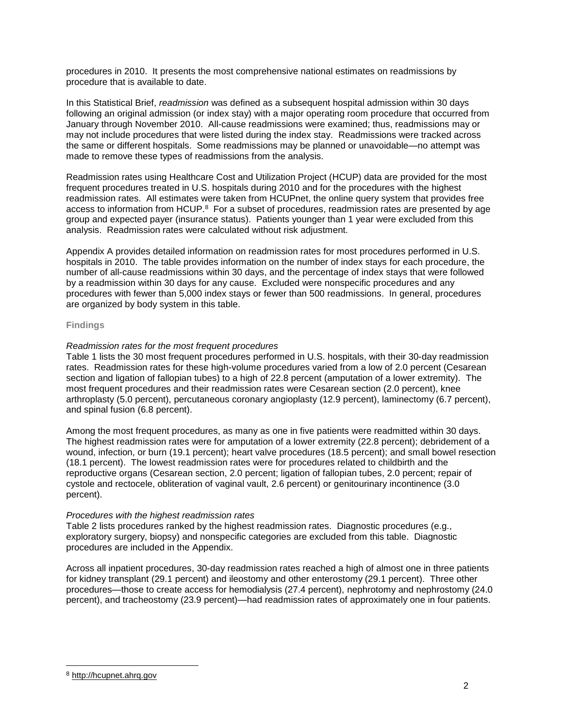procedures in 2010. It presents the most comprehensive national estimates on readmissions by procedure that is available to date.

In this Statistical Brief, *readmission* was defined as a subsequent hospital admission within 30 days following an original admission (or index stay) with a major operating room procedure that occurred from January through November 2010. All-cause readmissions were examined; thus, readmissions may or may not include procedures that were listed during the index stay. Readmissions were tracked across the same or different hospitals. Some readmissions may be planned or unavoidable—no attempt was made to remove these types of readmissions from the analysis.

Readmission rates using Healthcare Cost and Utilization Project (HCUP) data are provided for the most frequent procedures treated in U.S. hospitals during 2010 and for the procedures with the highest readmission rates. All estimates were taken from HCUPnet, the online query system that provides free access to information from HCUP.[8] For a subset of procedures, readmission rates are presented by age group and expected payer (insurance status). Patients younger than 1 year were excluded from this analysis. Readmission rates were calculated without risk adjustment.

Appendix A provides detailed information on readmission rates for most procedures performed in U.S. hospitals in 2010. The table provides information on the number of index stays for each procedure, the number of all-cause readmissions within 30 days, and the percentage of index stays that were followed by a readmission within 30 days for any cause. Excluded were nonspecific procedures and any procedures with fewer than 5,000 index stays or fewer than 500 readmissions. In general, procedures are organized by body system in this table.

### Findings

*Readmission rates for the most frequent procedures*

Table 1 lists the 30 most frequent procedures performed in U.S. hospitals, with their 30-day readmission rates. Readmission rates for these high-volume procedures varied from a low of 2.0 percent (Cesarean section and ligation of fallopian tubes) to a high of 22.8 percent (amputation of a lower extremity). The most frequent procedures and their readmission rates were Cesarean section (2.0 percent), knee arthroplasty (5.0 percent), percutaneous coronary angioplasty (12.9 percent), laminectomy (6.7 percent), and spinal fusion (6.8 percent).

Among the most frequent procedures, as many as one in five patients were readmitted within 30 days. The highest readmission rates were for amputation of a lower extremity (22.8 percent); debridement of a wound, infection, or burn (19.1 percent); heart valve procedures (18.5 percent); and small bowel resection (18.1 percent). The lowest readmission rates were for procedures related to childbirth and the reproductive organs (Cesarean section, 2.0 percent; ligation of fallopian tubes, 2.0 percent; repair of cystole and rectocele, obliteration of vaginal vault, 2.6 percent) or genitourinary incontinence (3.0 percent).

*Procedures with the highest readmission rates*

Table 2 lists procedures ranked by the highest readmission rates. Diagnostic procedures (e.g., exploratory surgery, biopsy) and nonspecific categories are excluded from this table. Diagnostic procedures are included in the Appendix.

Across all inpatient procedures, 30-day readmission rates reached a high of almost one in three patients for kidney transplant (29.1 percent) and ileostomy and other enterostomy (29.1 percent). Three other procedures—those to create access for hemodialysis (27.4 percent), nephrotomy and nephrostomy (24.0 percent), and tracheostomy (23.9 percent)—had readmission rates of approximately one in four patients.

---

[8] http://hcupnet.ahrq.gov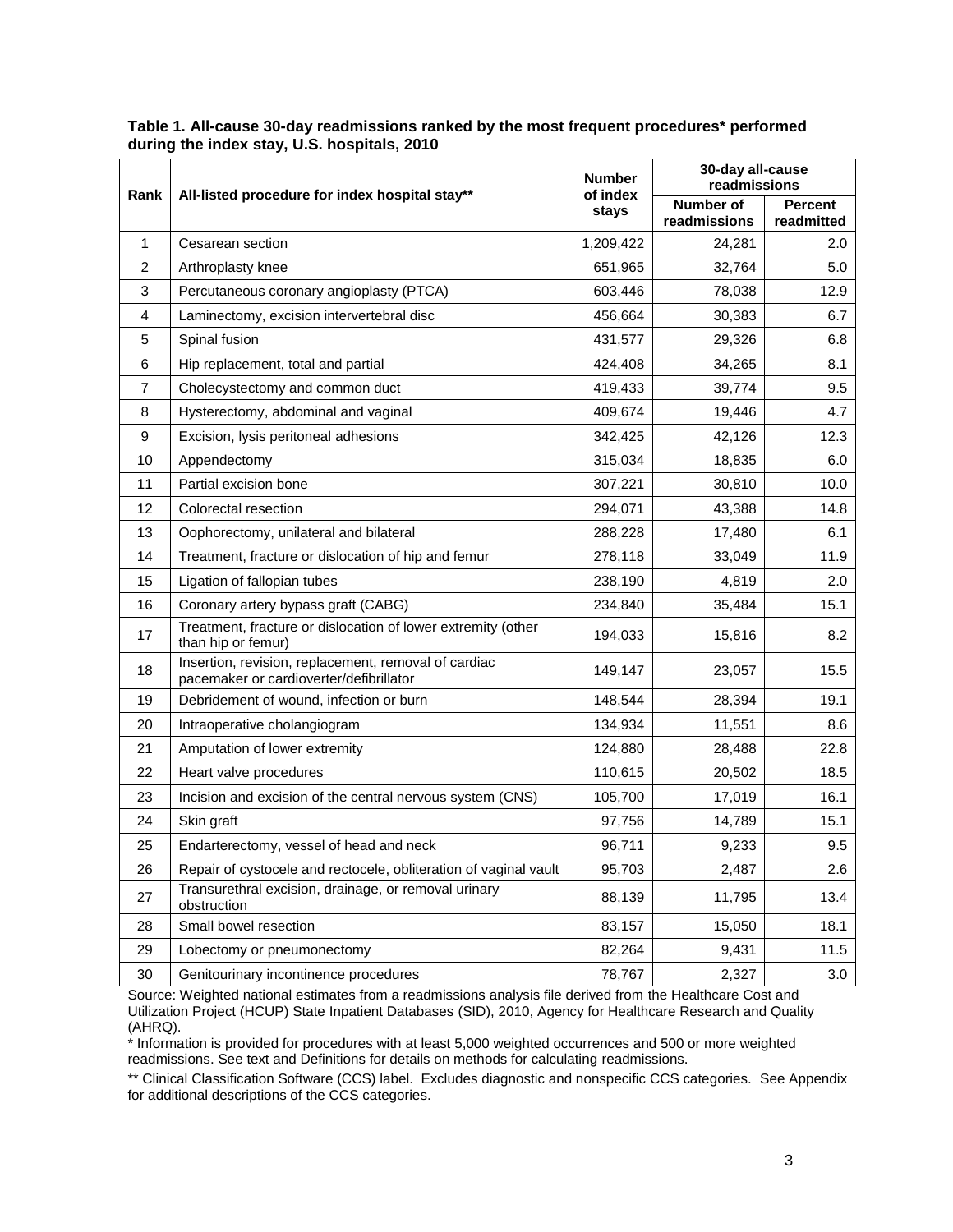**Table 1. All-cause 30-day readmissions ranked by the most frequent procedures* performed during the index stay, U.S. hospitals, 2010**

| Rank | All-listed procedure for index hospital stay** | Number of index stays | 30-day all-cause readmissions | |
|---|---|---|---|---|
| | | | Number of readmissions | Percent readmitted |
| 1 | Cesarean section | 1,209,422 | 24,281 | 2.0 |
| 2 | Arthroplasty knee | 651,965 | 32,764 | 5.0 |
| 3 | Percutaneous coronary angioplasty (PTCA) | 603,446 | 78,038 | 12.9 |
| 4 | Laminectomy, excision intervertebral disc | 456,664 | 30,383 | 6.7 |
| 5 | Spinal fusion | 431,577 | 29,326 | 6.8 |
| 6 | Hip replacement, total and partial | 424,408 | 34,265 | 8.1 |
| 7 | Cholecystectomy and common duct | 419,433 | 39,774 | 9.5 |
| 8 | Hysterectomy, abdominal and vaginal | 409,674 | 19,446 | 4.7 |
| 9 | Excision, lysis peritoneal adhesions | 342,425 | 42,126 | 12.3 |
| 10 | Appendectomy | 315,034 | 18,835 | 6.0 |
| 11 | Partial excision bone | 307,221 | 30,810 | 10.0 |
| 12 | Colorectal resection | 294,071 | 43,388 | 14.8 |
| 13 | Oophorectomy, unilateral and bilateral | 288,228 | 17,480 | 6.1 |
| 14 | Treatment, fracture or dislocation of hip and femur | 278,118 | 33,049 | 11.9 |
| 15 | Ligation of fallopian tubes | 238,190 | 4,819 | 2.0 |
| 16 | Coronary artery bypass graft (CABG) | 234,840 | 35,484 | 15.1 |
| 17 | Treatment, fracture or dislocation of lower extremity (other than hip or femur) | 194,033 | 15,816 | 8.2 |
| 18 | Insertion, revision, replacement, removal of cardiac pacemaker or cardioverter/defibrillator | 149,147 | 23,057 | 15.5 |
| 19 | Debridement of wound, infection or burn | 148,544 | 28,394 | 19.1 |
| 20 | Intraoperative cholangiogram | 134,934 | 11,551 | 8.6 |
| 21 | Amputation of lower extremity | 124,880 | 28,488 | 22.8 |
| 22 | Heart valve procedures | 110,615 | 20,502 | 18.5 |
| 23 | Incision and excision of the central nervous system (CNS) | 105,700 | 17,019 | 16.1 |
| 24 | Skin graft | 97,756 | 14,789 | 15.1 |
| 25 | Endarterectomy, vessel of head and neck | 96,711 | 9,233 | 9.5 |
| 26 | Repair of cystocele and rectocele, obliteration of vaginal vault | 95,703 | 2,487 | 2.6 |
| 27 | Transurethral excision, drainage, or removal urinary obstruction | 88,139 | 11,795 | 13.4 |
| 28 | Small bowel resection | 83,157 | 15,050 | 18.1 |
| 29 | Lobectomy or pneumonectomy | 82,264 | 9,431 | 11.5 |
| 30 | Genitourinary incontinence procedures | 78,767 | 2,327 | 3.0 |

Source: Weighted national estimates from a readmissions analysis file derived from the Healthcare Cost and Utilization Project (HCUP) State Inpatient Databases (SID), 2010, Agency for Healthcare Research and Quality (AHRQ).

* Information is provided for procedures with at least 5,000 weighted occurrences and 500 or more weighted readmissions. See text and Definitions for details on methods for calculating readmissions.

** Clinical Classification Software (CCS) label. Excludes diagnostic and nonspecific CCS categories. See Appendix for additional descriptions of the CCS categories.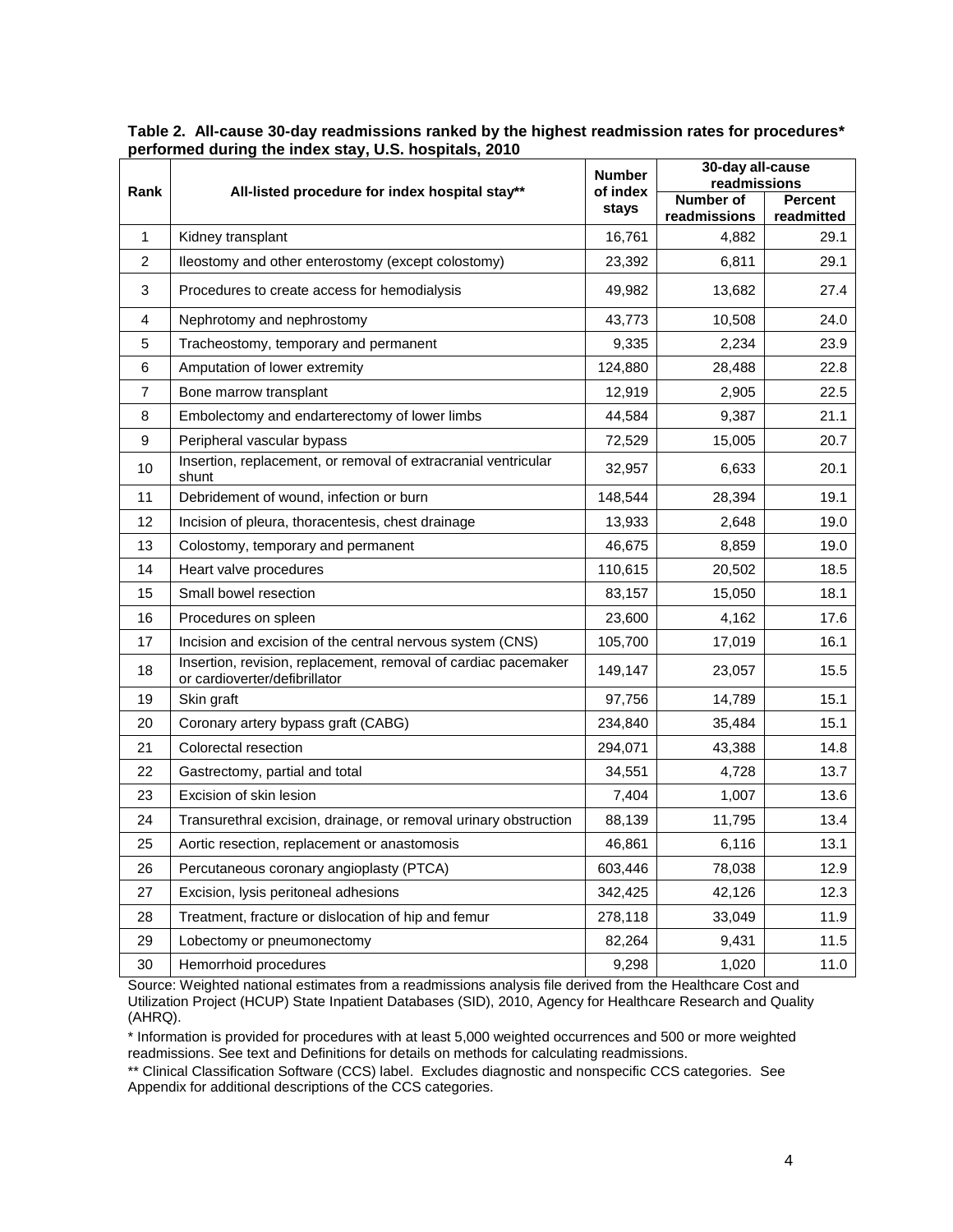**Table 2. All-cause 30-day readmissions ranked by the highest readmission rates for procedures* performed during the index stay, U.S. hospitals, 2010**

| Rank | All-listed procedure for index hospital stay** | Number of index stays | 30-day all-cause readmissions | |
|---|---|---|---|---|
| | | | Number of readmissions | Percent readmitted |
| 1 | Kidney transplant | 16,761 | 4,882 | 29.1 |
| 2 | Ileostomy and other enterostomy (except colostomy) | 23,392 | 6,811 | 29.1 |
| 3 | Procedures to create access for hemodialysis | 49,982 | 13,682 | 27.4 |
| 4 | Nephrotomy and nephrostomy | 43,773 | 10,508 | 24.0 |
| 5 | Tracheostomy, temporary and permanent | 9,335 | 2,234 | 23.9 |
| 6 | Amputation of lower extremity | 124,880 | 28,488 | 22.8 |
| 7 | Bone marrow transplant | 12,919 | 2,905 | 22.5 |
| 8 | Embolectomy and endarterectomy of lower limbs | 44,584 | 9,387 | 21.1 |
| 9 | Peripheral vascular bypass | 72,529 | 15,005 | 20.7 |
| 10 | Insertion, replacement, or removal of extracranial ventricular shunt | 32,957 | 6,633 | 20.1 |
| 11 | Debridement of wound, infection or burn | 148,544 | 28,394 | 19.1 |
| 12 | Incision of pleura, thoracentesis, chest drainage | 13,933 | 2,648 | 19.0 |
| 13 | Colostomy, temporary and permanent | 46,675 | 8,859 | 19.0 |
| 14 | Heart valve procedures | 110,615 | 20,502 | 18.5 |
| 15 | Small bowel resection | 83,157 | 15,050 | 18.1 |
| 16 | Procedures on spleen | 23,600 | 4,162 | 17.6 |
| 17 | Incision and excision of the central nervous system (CNS) | 105,700 | 17,019 | 16.1 |
| 18 | Insertion, revision, replacement, removal of cardiac pacemaker or cardioverter/defibrillator | 149,147 | 23,057 | 15.5 |
| 19 | Skin graft | 97,756 | 14,789 | 15.1 |
| 20 | Coronary artery bypass graft (CABG) | 234,840 | 35,484 | 15.1 |
| 21 | Colorectal resection | 294,071 | 43,388 | 14.8 |
| 22 | Gastrectomy, partial and total | 34,551 | 4,728 | 13.7 |
| 23 | Excision of skin lesion | 7,404 | 1,007 | 13.6 |
| 24 | Transurethral excision, drainage, or removal urinary obstruction | 88,139 | 11,795 | 13.4 |
| 25 | Aortic resection, replacement or anastomosis | 46,861 | 6,116 | 13.1 |
| 26 | Percutaneous coronary angioplasty (PTCA) | 603,446 | 78,038 | 12.9 |
| 27 | Excision, lysis peritoneal adhesions | 342,425 | 42,126 | 12.3 |
| 28 | Treatment, fracture or dislocation of hip and femur | 278,118 | 33,049 | 11.9 |
| 29 | Lobectomy or pneumonectomy | 82,264 | 9,431 | 11.5 |
| 30 | Hemorrhoid procedures | 9,298 | 1,020 | 11.0 |

Source: Weighted national estimates from a readmissions analysis file derived from the Healthcare Cost and Utilization Project (HCUP) State Inpatient Databases (SID), 2010, Agency for Healthcare Research and Quality (AHRQ).

* Information is provided for procedures with at least 5,000 weighted occurrences and 500 or more weighted readmissions. See text and Definitions for details on methods for calculating readmissions.

** Clinical Classification Software (CCS) label. Excludes diagnostic and nonspecific CCS categories. See Appendix for additional descriptions of the CCS categories.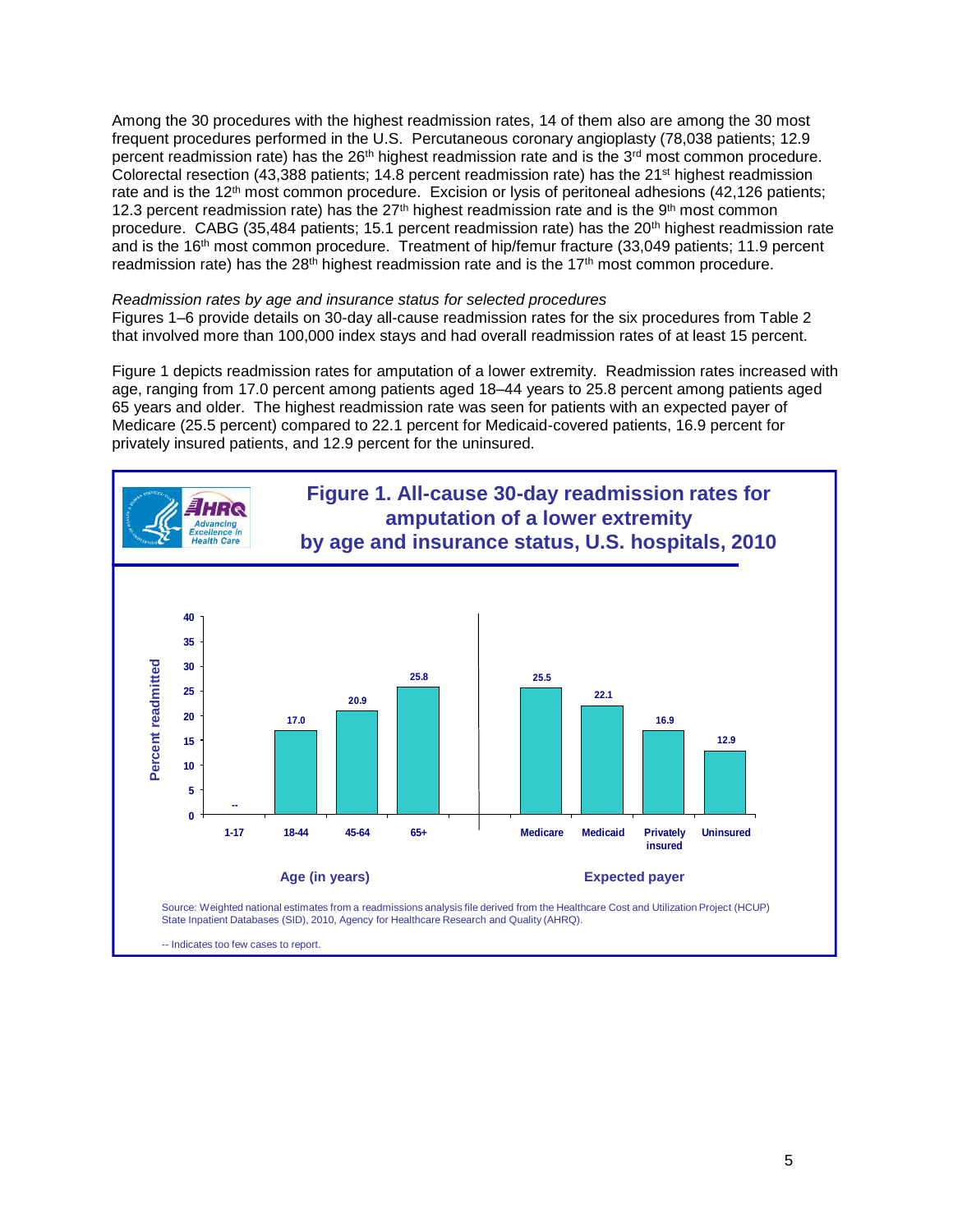Among the 30 procedures with the highest readmission rates, 14 of them also are among the 30 most frequent procedures performed in the U.S. Percutaneous coronary angioplasty (78,038 patients; 12.9 percent readmission rate) has the 26th highest readmission rate and is the 3rd most common procedure. Colorectal resection (43,388 patients; 14.8 percent readmission rate) has the 21st highest readmission rate and is the 12th most common procedure. Excision or lysis of peritoneal adhesions (42,126 patients; 12.3 percent readmission rate) has the 27th highest readmission rate and is the 9th most common procedure. CABG (35,484 patients; 15.1 percent readmission rate) has the 20th highest readmission rate and is the 16th most common procedure. Treatment of hip/femur fracture (33,049 patients; 11.9 percent readmission rate) has the 28th highest readmission rate and is the 17th most common procedure.

*Readmission rates by age and insurance status for selected procedures*

Figures 1–6 provide details on 30-day all-cause readmission rates for the six procedures from Table 2 that involved more than 100,000 index stays and had overall readmission rates of at least 15 percent.

Figure 1 depicts readmission rates for amputation of a lower extremity. Readmission rates increased with age, ranging from 17.0 percent among patients aged 18–44 years to 25.8 percent among patients aged 65 years and older. The highest readmission rate was seen for patients with an expected payer of Medicare (25.5 percent) compared to 22.1 percent for Medicaid-covered patients, 16.9 percent for privately insured patients, and 12.9 percent for the uninsured.

**Figure 1. All-cause 30-day readmission rates for amputation of a lower extremity by age and insurance status, U.S. hospitals, 2010**

| Category | Group | Percent readmitted |
|---|---|---|
| Age (in years) | 1-17 | -- |
| | 18-44 | 17.0 |
| | 45-64 | 20.9 |
| | 65+ | 25.8 |
| Expected payer | Medicare | 25.5 |
| | Medicaid | 22.1 |
| | Privately insured | 16.9 |
| | Uninsured | 12.9 |

Source: Weighted national estimates from a readmissions analysis file derived from the Healthcare Cost and Utilization Project (HCUP) State Inpatient Databases (SID), 2010, Agency for Healthcare Research and Quality (AHRQ).

-- Indicates too few cases to report.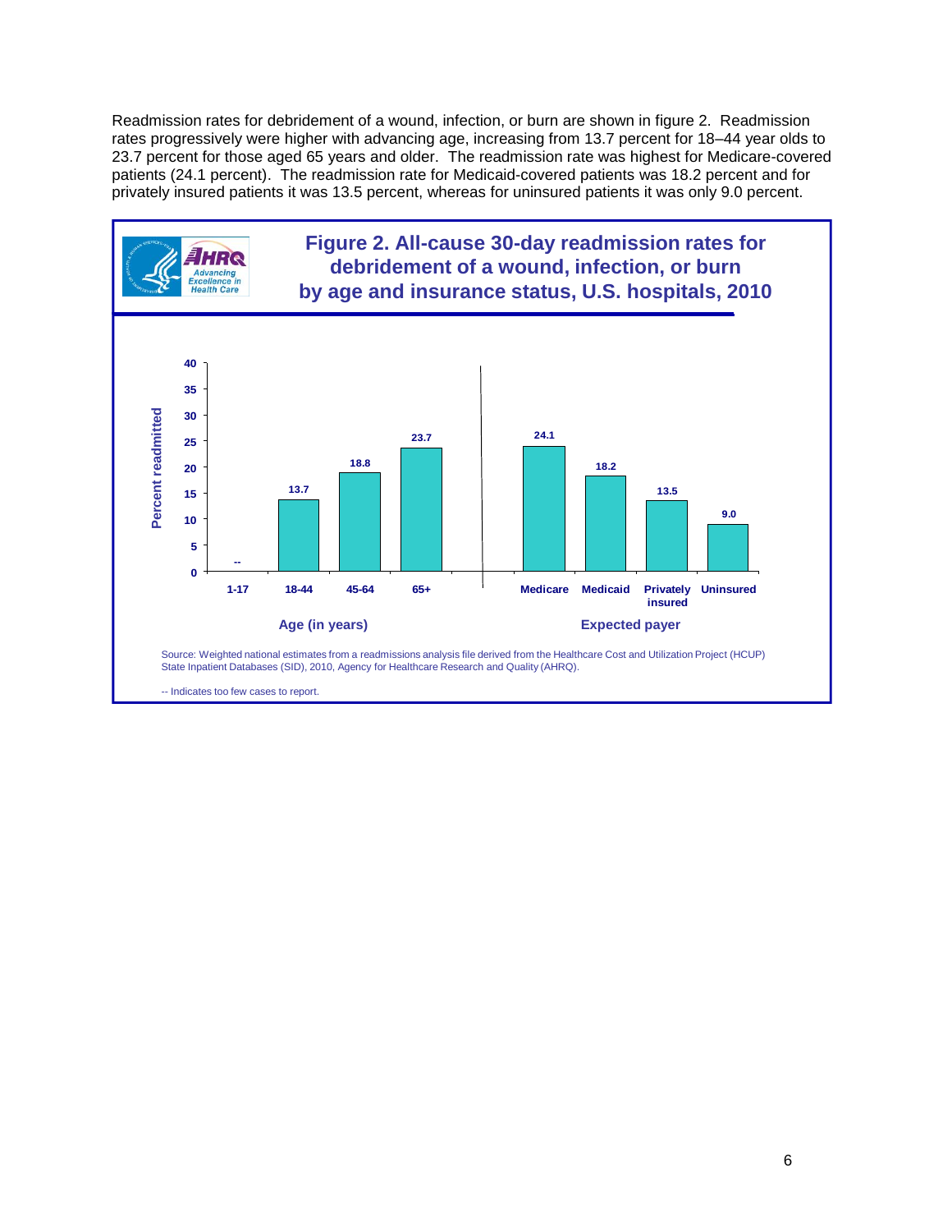Readmission rates for debridement of a wound, infection, or burn are shown in figure 2. Readmission rates progressively were higher with advancing age, increasing from 13.7 percent for 18–44 year olds to 23.7 percent for those aged 65 years and older. The readmission rate was highest for Medicare-covered patients (24.1 percent). The readmission rate for Medicaid-covered patients was 18.2 percent and for privately insured patients it was 13.5 percent, whereas for uninsured patients it was only 9.0 percent.

**Figure 2. All-cause 30-day readmission rates for debridement of a wound, infection, or burn by age and insurance status, U.S. hospitals, 2010**

| Category | Group | Percent readmitted |
|---|---|---|
| Age (in years) | 1-17 | -- |
| | 18-44 | 13.7 |
| | 45-64 | 18.8 |
| | 65+ | 23.7 |
| Expected payer | Medicare | 24.1 |
| | Medicaid | 18.2 |
| | Privately insured | 13.5 |
| | Uninsured | 9.0 |

Source: Weighted national estimates from a readmissions analysis file derived from the Healthcare Cost and Utilization Project (HCUP) State Inpatient Databases (SID), 2010, Agency for Healthcare Research and Quality (AHRQ).

-- Indicates too few cases to report.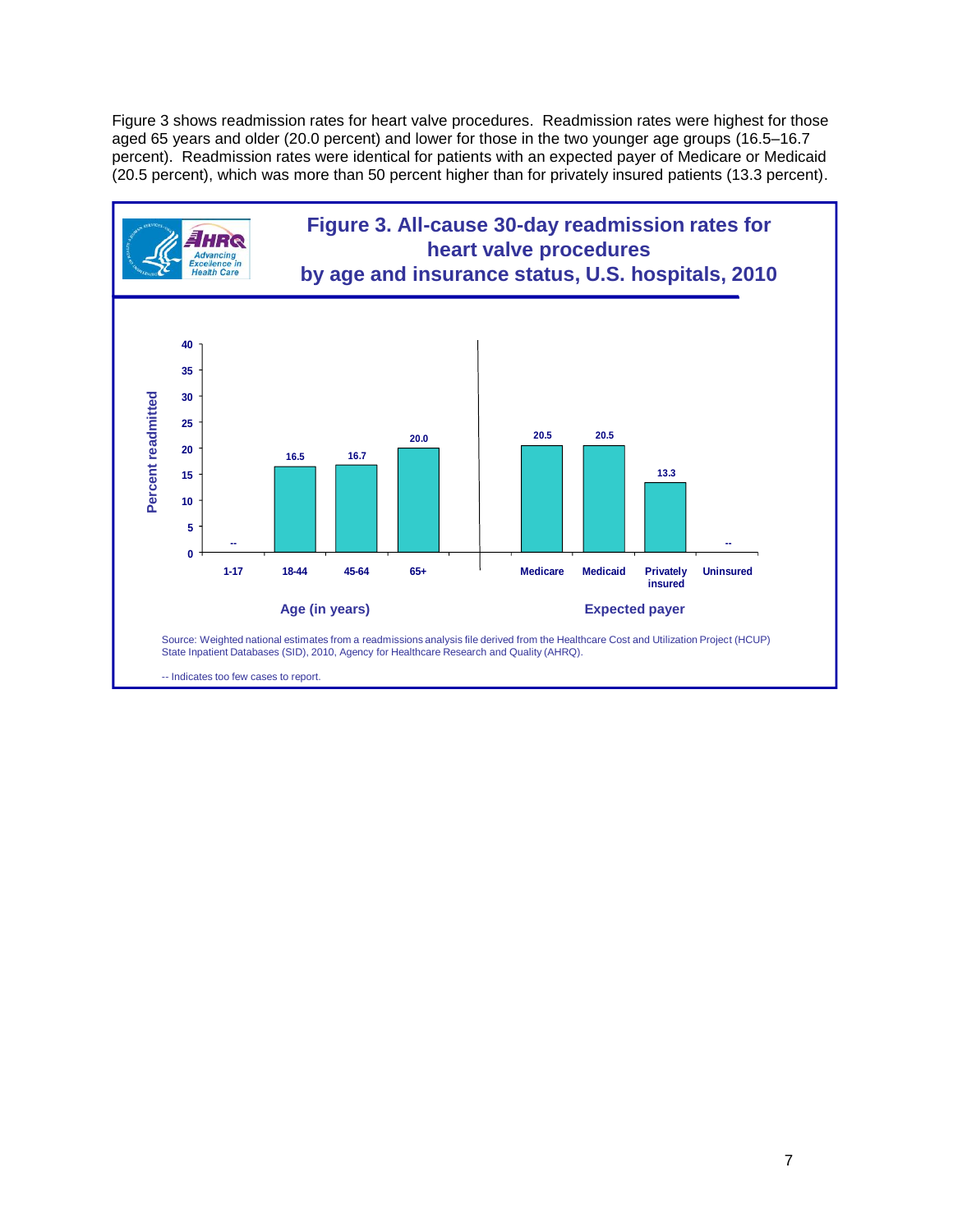Figure 3 shows readmission rates for heart valve procedures. Readmission rates were highest for those aged 65 years and older (20.0 percent) and lower for those in the two younger age groups (16.5–16.7 percent). Readmission rates were identical for patients with an expected payer of Medicare or Medicaid (20.5 percent), which was more than 50 percent higher than for privately insured patients (13.3 percent).

**Figure 3. All-cause 30-day readmission rates for heart valve procedures by age and insurance status, U.S. hospitals, 2010**

| Category | Group | Percent readmitted |
|---|---|---|
| Age (in years) | 1-17 | -- |
| | 18-44 | 16.5 |
| | 45-64 | 16.7 |
| | 65+ | 20.0 |
| Expected payer | Medicare | 20.5 |
| | Medicaid | 20.5 |
| | Privately insured | 13.3 |
| | Uninsured | -- |

Source: Weighted national estimates from a readmissions analysis file derived from the Healthcare Cost and Utilization Project (HCUP) State Inpatient Databases (SID), 2010, Agency for Healthcare Research and Quality (AHRQ).

-- Indicates too few cases to report.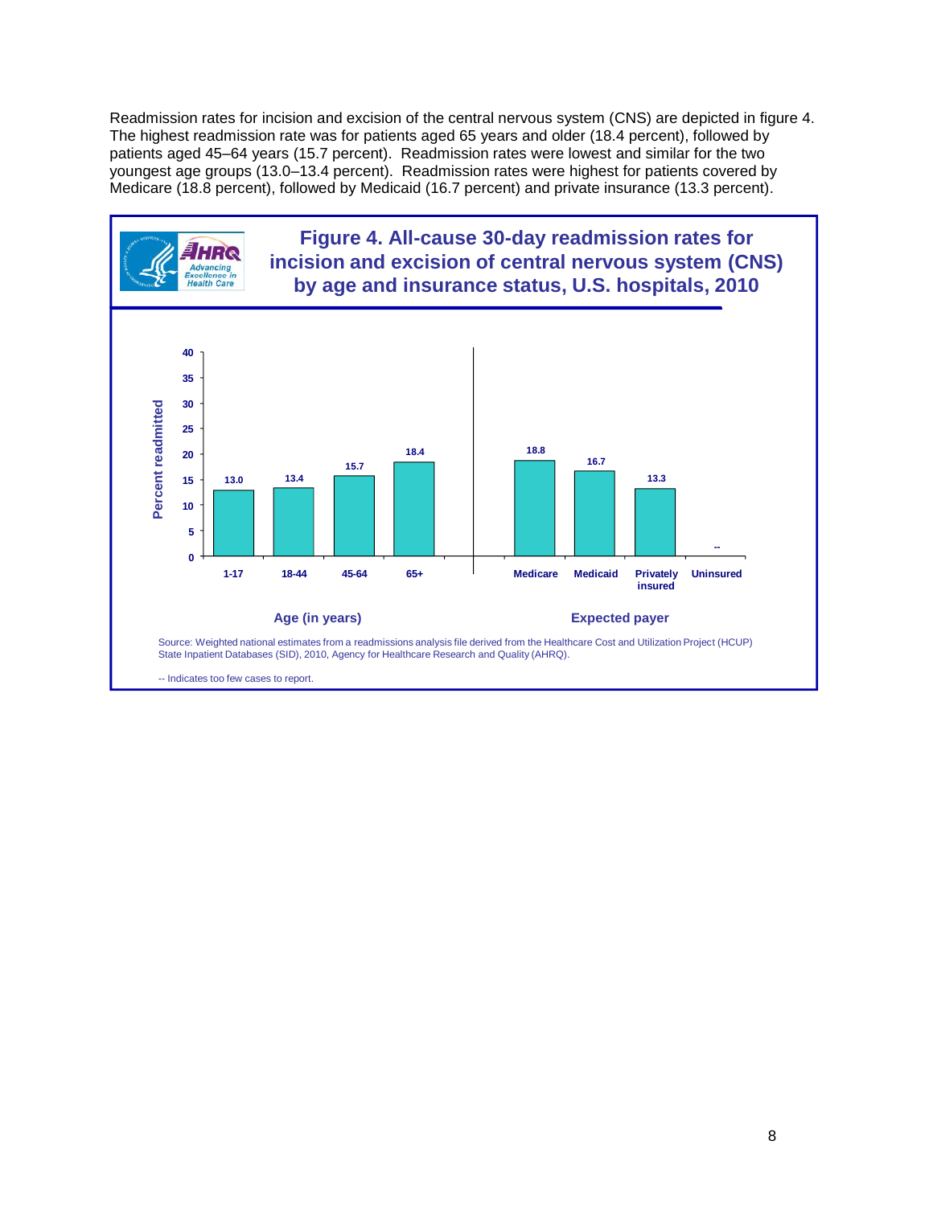Readmission rates for incision and excision of the central nervous system (CNS) are depicted in figure 4. The highest readmission rate was for patients aged 65 years and older (18.4 percent), followed by patients aged 45–64 years (15.7 percent). Readmission rates were lowest and similar for the two youngest age groups (13.0–13.4 percent). Readmission rates were highest for patients covered by Medicare (18.8 percent), followed by Medicaid (16.7 percent) and private insurance (13.3 percent).

**Figure 4. All-cause 30-day readmission rates for incision and excision of central nervous system (CNS) by age and insurance status, U.S. hospitals, 2010**

| Category | Group | Percent readmitted |
|---|---|---|
| Age (in years) | 1-17 | 13.0 |
| | 18-44 | 13.4 |
| | 45-64 | 15.7 |
| | 65+ | 18.4 |
| Expected payer | Medicare | 18.8 |
| | Medicaid | 16.7 |
| | Privately insured | 13.3 |
| | Uninsured | -- |

Source: Weighted national estimates from a readmissions analysis file derived from the Healthcare Cost and Utilization Project (HCUP) State Inpatient Databases (SID), 2010, Agency for Healthcare Research and Quality (AHRQ).

-- Indicates too few cases to report.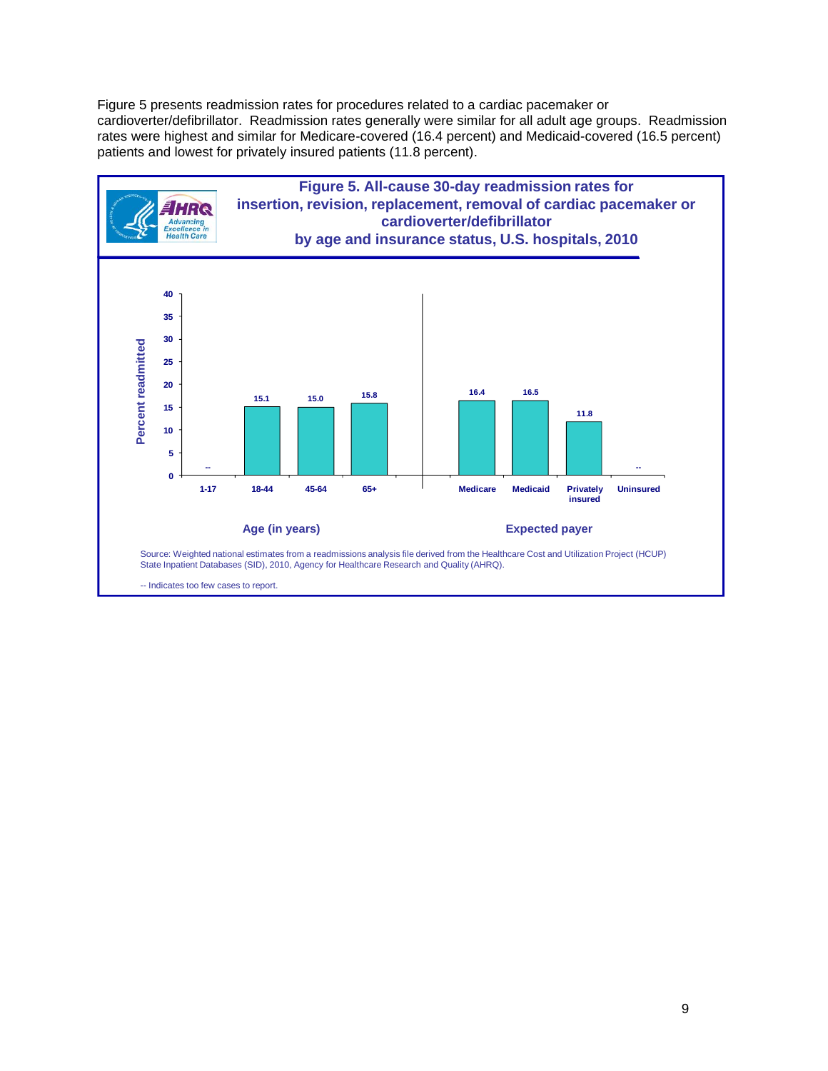Figure 5 presents readmission rates for procedures related to a cardiac pacemaker or cardioverter/defibrillator. Readmission rates generally were similar for all adult age groups. Readmission rates were highest and similar for Medicare-covered (16.4 percent) and Medicaid-covered (16.5 percent) patients and lowest for privately insured patients (11.8 percent).

**Figure 5. All-cause 30-day readmission rates for insertion, revision, replacement, removal of cardiac pacemaker or cardioverter/defibrillator by age and insurance status, U.S. hospitals, 2010**

| Group | Category | Percent readmitted |
|---|---|---|
| Age (in years) | 1-17 | -- |
| | 18-44 | 15.1 |
| | 45-64 | 15.0 |
| | 65+ | 15.8 |
| Expected payer | Medicare | 16.4 |
| | Medicaid | 16.5 |
| | Privately insured | 11.8 |
| | Uninsured | -- |

Source: Weighted national estimates from a readmissions analysis file derived from the Healthcare Cost and Utilization Project (HCUP) State Inpatient Databases (SID), 2010, Agency for Healthcare Research and Quality (AHRQ).

-- Indicates too few cases to report.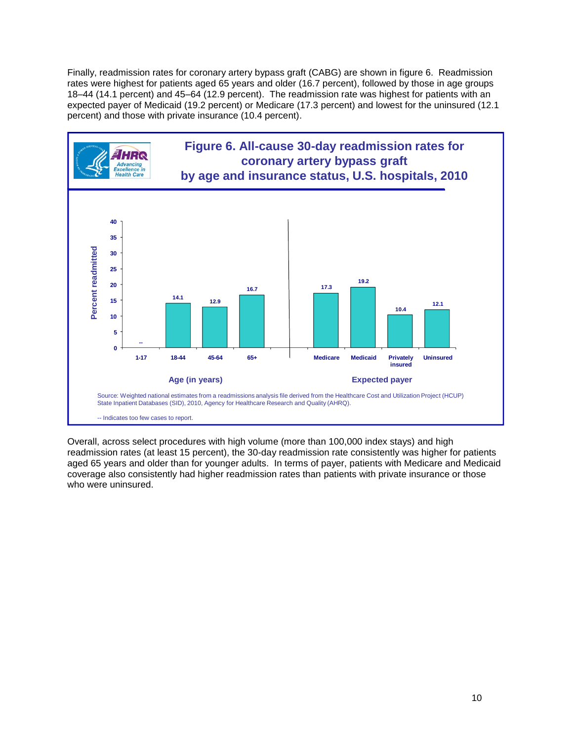Finally, readmission rates for coronary artery bypass graft (CABG) are shown in figure 6. Readmission rates were highest for patients aged 65 years and older (16.7 percent), followed by those in age groups 18–44 (14.1 percent) and 45–64 (12.9 percent). The readmission rate was highest for patients with an expected payer of Medicaid (19.2 percent) or Medicare (17.3 percent) and lowest for the uninsured (12.1 percent) and those with private insurance (10.4 percent).

**Figure 6. All-cause 30-day readmission rates for coronary artery bypass graft by age and insurance status, U.S. hospitals, 2010**

| Age (in years) | Percent readmitted |
|---|---|
| 1-17 | -- |
| 18-44 | 14.1 |
| 45-64 | 12.9 |
| 65+ | 16.7 |

| Expected payer | Percent readmitted |
|---|---|
| Medicare | 17.3 |
| Medicaid | 19.2 |
| Privately insured | 10.4 |
| Uninsured | 12.1 |

Source: Weighted national estimates from a readmissions analysis file derived from the Healthcare Cost and Utilization Project (HCUP) State Inpatient Databases (SID), 2010, Agency for Healthcare Research and Quality (AHRQ).

-- Indicates too few cases to report.

Overall, across select procedures with high volume (more than 100,000 index stays) and high readmission rates (at least 15 percent), the 30-day readmission rate consistently was higher for patients aged 65 years and older than for younger adults. In terms of payer, patients with Medicare and Medicaid coverage also consistently had higher readmission rates than patients with private insurance or those who were uninsured.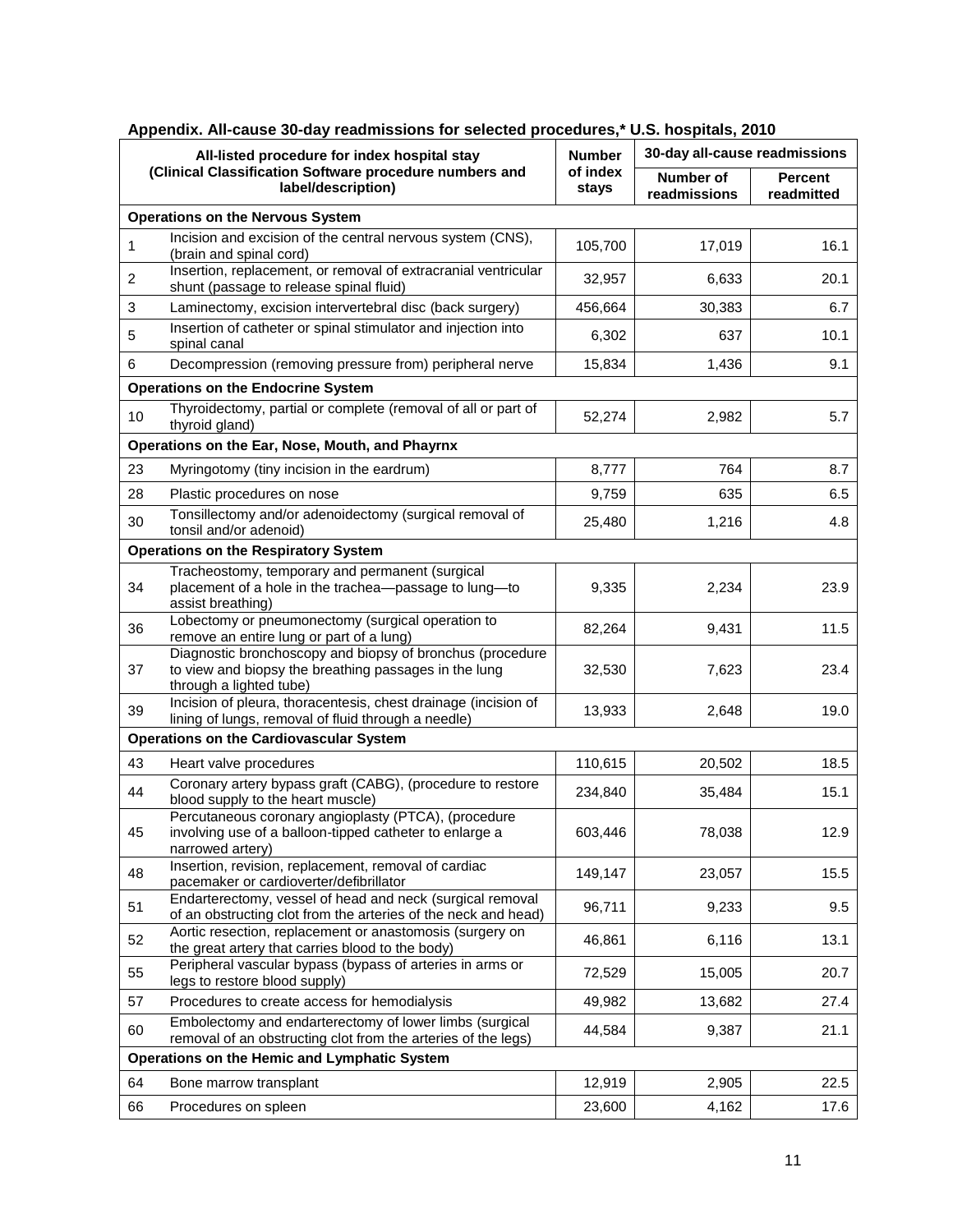**Appendix. All-cause 30-day readmissions for selected procedures,* U.S. hospitals, 2010**

| All-listed procedure for index hospital stay (Clinical Classification Software procedure numbers and label/description) | | Number of index stays | 30-day all-cause readmissions | |
|---|---|---|---|---|
| | | | Number of readmissions | Percent readmitted |
| **Operations on the Nervous System** | | | | |
| 1 | Incision and excision of the central nervous system (CNS), (brain and spinal cord) | 105,700 | 17,019 | 16.1 |
| 2 | Insertion, replacement, or removal of extracranial ventricular shunt (passage to release spinal fluid) | 32,957 | 6,633 | 20.1 |
| 3 | Laminectomy, excision intervertebral disc (back surgery) | 456,664 | 30,383 | 6.7 |
| 5 | Insertion of catheter or spinal stimulator and injection into spinal canal | 6,302 | 637 | 10.1 |
| 6 | Decompression (removing pressure from) peripheral nerve | 15,834 | 1,436 | 9.1 |
| **Operations on the Endocrine System** | | | | |
| 10 | Thyroidectomy, partial or complete (removal of all or part of thyroid gland) | 52,274 | 2,982 | 5.7 |
| **Operations on the Ear, Nose, Mouth, and Phayrnx** | | | | |
| 23 | Myringotomy (tiny incision in the eardrum) | 8,777 | 764 | 8.7 |
| 28 | Plastic procedures on nose | 9,759 | 635 | 6.5 |
| 30 | Tonsillectomy and/or adenoidectomy (surgical removal of tonsil and/or adenoid) | 25,480 | 1,216 | 4.8 |
| **Operations on the Respiratory System** | | | | |
| 34 | Tracheostomy, temporary and permanent (surgical placement of a hole in the trachea—passage to lung—to assist breathing) | 9,335 | 2,234 | 23.9 |
| 36 | Lobectomy or pneumonectomy (surgical operation to remove an entire lung or part of a lung) | 82,264 | 9,431 | 11.5 |
| 37 | Diagnostic bronchoscopy and biopsy of bronchus (procedure to view and biopsy the breathing passages in the lung through a lighted tube) | 32,530 | 7,623 | 23.4 |
| 39 | Incision of pleura, thoracentesis, chest drainage (incision of lining of lungs, removal of fluid through a needle) | 13,933 | 2,648 | 19.0 |
| **Operations on the Cardiovascular System** | | | | |
| 43 | Heart valve procedures | 110,615 | 20,502 | 18.5 |
| 44 | Coronary artery bypass graft (CABG), (procedure to restore blood supply to the heart muscle) | 234,840 | 35,484 | 15.1 |
| 45 | Percutaneous coronary angioplasty (PTCA), (procedure involving use of a balloon-tipped catheter to enlarge a narrowed artery) | 603,446 | 78,038 | 12.9 |
| 48 | Insertion, revision, replacement, removal of cardiac pacemaker or cardioverter/defibrillator | 149,147 | 23,057 | 15.5 |
| 51 | Endarterectomy, vessel of head and neck (surgical removal of an obstructing clot from the arteries of the neck and head) | 96,711 | 9,233 | 9.5 |
| 52 | Aortic resection, replacement or anastomosis (surgery on the great artery that carries blood to the body) | 46,861 | 6,116 | 13.1 |
| 55 | Peripheral vascular bypass (bypass of arteries in arms or legs to restore blood supply) | 72,529 | 15,005 | 20.7 |
| 57 | Procedures to create access for hemodialysis | 49,982 | 13,682 | 27.4 |
| 60 | Embolectomy and endarterectomy of lower limbs (surgical removal of an obstructing clot from the arteries of the legs) | 44,584 | 9,387 | 21.1 |
| **Operations on the Hemic and Lymphatic System** | | | | |
| 64 | Bone marrow transplant | 12,919 | 2,905 | 22.5 |
| 66 | Procedures on spleen | 23,600 | 4,162 | 17.6 |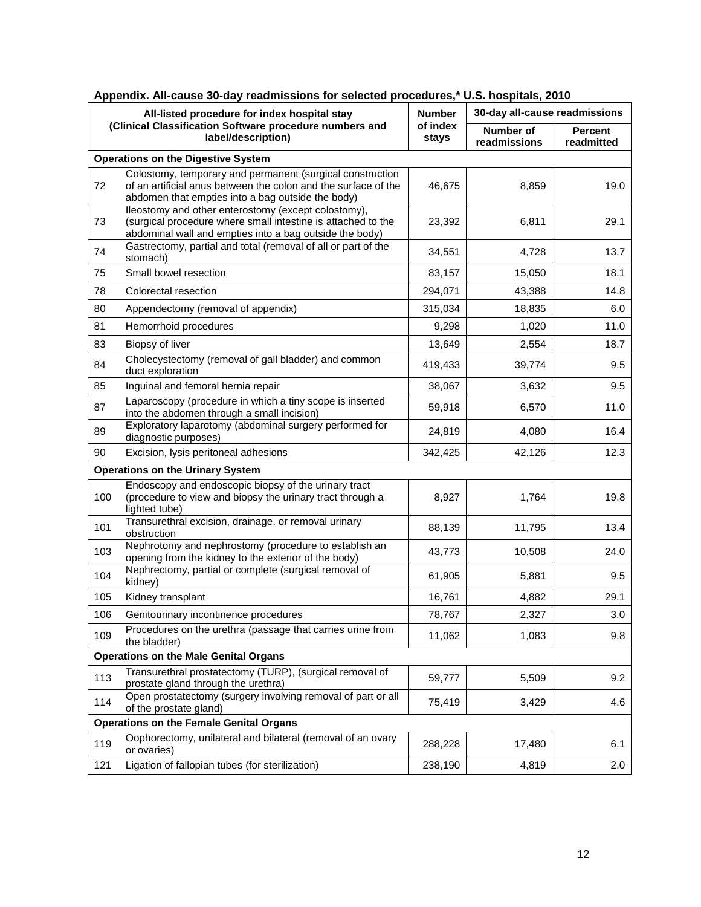**Appendix. All-cause 30-day readmissions for selected procedures,* U.S. hospitals, 2010**

| All-listed procedure for index hospital stay (Clinical Classification Software procedure numbers and label/description) | | Number of index stays | 30-day all-cause readmissions | |
|---|---|---|---|---|
| | | | Number of readmissions | Percent readmitted |
| **Operations on the Digestive System** | | | | |
| 72 | Colostomy, temporary and permanent (surgical construction of an artificial anus between the colon and the surface of the abdomen that empties into a bag outside the body) | 46,675 | 8,859 | 19.0 |
| 73 | Ileostomy and other enterostomy (except colostomy), (surgical procedure where small intestine is attached to the abdominal wall and empties into a bag outside the body) | 23,392 | 6,811 | 29.1 |
| 74 | Gastrectomy, partial and total (removal of all or part of the stomach) | 34,551 | 4,728 | 13.7 |
| 75 | Small bowel resection | 83,157 | 15,050 | 18.1 |
| 78 | Colorectal resection | 294,071 | 43,388 | 14.8 |
| 80 | Appendectomy (removal of appendix) | 315,034 | 18,835 | 6.0 |
| 81 | Hemorrhoid procedures | 9,298 | 1,020 | 11.0 |
| 83 | Biopsy of liver | 13,649 | 2,554 | 18.7 |
| 84 | Cholecystectomy (removal of gall bladder) and common duct exploration | 419,433 | 39,774 | 9.5 |
| 85 | Inguinal and femoral hernia repair | 38,067 | 3,632 | 9.5 |
| 87 | Laparoscopy (procedure in which a tiny scope is inserted into the abdomen through a small incision) | 59,918 | 6,570 | 11.0 |
| 89 | Exploratory laparotomy (abdominal surgery performed for diagnostic purposes) | 24,819 | 4,080 | 16.4 |
| 90 | Excision, lysis peritoneal adhesions | 342,425 | 42,126 | 12.3 |
| **Operations on the Urinary System** | | | | |
| 100 | Endoscopy and endoscopic biopsy of the urinary tract (procedure to view and biopsy the urinary tract through a lighted tube) | 8,927 | 1,764 | 19.8 |
| 101 | Transurethral excision, drainage, or removal urinary obstruction | 88,139 | 11,795 | 13.4 |
| 103 | Nephrotomy and nephrostomy (procedure to establish an opening from the kidney to the exterior of the body) | 43,773 | 10,508 | 24.0 |
| 104 | Nephrectomy, partial or complete (surgical removal of kidney) | 61,905 | 5,881 | 9.5 |
| 105 | Kidney transplant | 16,761 | 4,882 | 29.1 |
| 106 | Genitourinary incontinence procedures | 78,767 | 2,327 | 3.0 |
| 109 | Procedures on the urethra (passage that carries urine from the bladder) | 11,062 | 1,083 | 9.8 |
| **Operations on the Male Genital Organs** | | | | |
| 113 | Transurethral prostatectomy (TURP), (surgical removal of prostate gland through the urethra) | 59,777 | 5,509 | 9.2 |
| 114 | Open prostatectomy (surgery involving removal of part or all of the prostate gland) | 75,419 | 3,429 | 4.6 |
| **Operations on the Female Genital Organs** | | | | |
| 119 | Oophorectomy, unilateral and bilateral (removal of an ovary or ovaries) | 288,228 | 17,480 | 6.1 |
| 121 | Ligation of fallopian tubes (for sterilization) | 238,190 | 4,819 | 2.0 |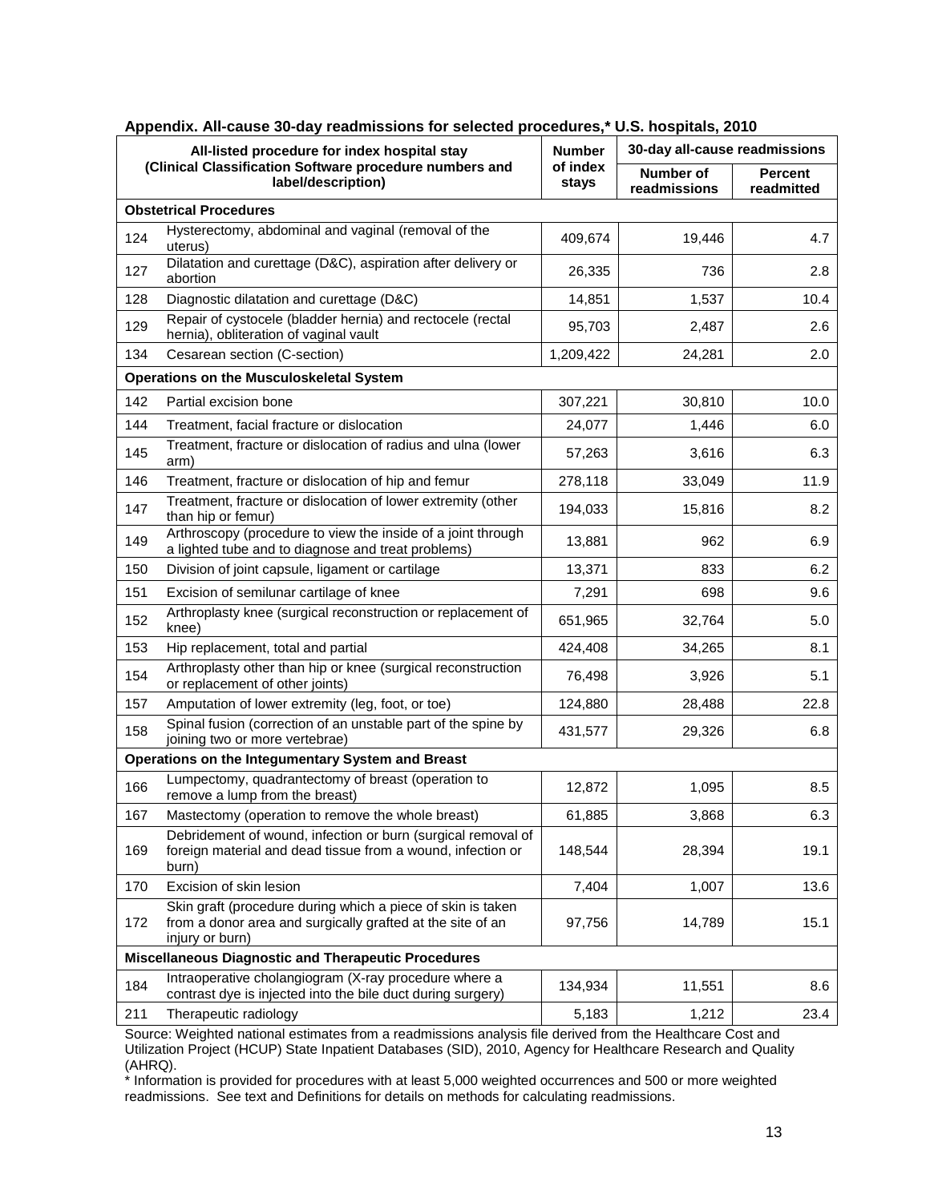**Appendix. All-cause 30-day readmissions for selected procedures,* U.S. hospitals, 2010**

| All-listed procedure for index hospital stay (Clinical Classification Software procedure numbers and label/description) | | Number of index stays | 30-day all-cause readmissions | |
|---|---|---|---|---|
| | | | Number of readmissions | Percent readmitted |
| **Obstetrical Procedures** | | | | |
| 124 | Hysterectomy, abdominal and vaginal (removal of the uterus) | 409,674 | 19,446 | 4.7 |
| 127 | Dilatation and curettage (D&C), aspiration after delivery or abortion | 26,335 | 736 | 2.8 |
| 128 | Diagnostic dilatation and curettage (D&C) | 14,851 | 1,537 | 10.4 |
| 129 | Repair of cystocele (bladder hernia) and rectocele (rectal hernia), obliteration of vaginal vault | 95,703 | 2,487 | 2.6 |
| 134 | Cesarean section (C-section) | 1,209,422 | 24,281 | 2.0 |
| **Operations on the Musculoskeletal System** | | | | |
| 142 | Partial excision bone | 307,221 | 30,810 | 10.0 |
| 144 | Treatment, facial fracture or dislocation | 24,077 | 1,446 | 6.0 |
| 145 | Treatment, fracture or dislocation of radius and ulna (lower arm) | 57,263 | 3,616 | 6.3 |
| 146 | Treatment, fracture or dislocation of hip and femur | 278,118 | 33,049 | 11.9 |
| 147 | Treatment, fracture or dislocation of lower extremity (other than hip or femur) | 194,033 | 15,816 | 8.2 |
| 149 | Arthroscopy (procedure to view the inside of a joint through a lighted tube and to diagnose and treat problems) | 13,881 | 962 | 6.9 |
| 150 | Division of joint capsule, ligament or cartilage | 13,371 | 833 | 6.2 |
| 151 | Excision of semilunar cartilage of knee | 7,291 | 698 | 9.6 |
| 152 | Arthroplasty knee (surgical reconstruction or replacement of knee) | 651,965 | 32,764 | 5.0 |
| 153 | Hip replacement, total and partial | 424,408 | 34,265 | 8.1 |
| 154 | Arthroplasty other than hip or knee (surgical reconstruction or replacement of other joints) | 76,498 | 3,926 | 5.1 |
| 157 | Amputation of lower extremity (leg, foot, or toe) | 124,880 | 28,488 | 22.8 |
| 158 | Spinal fusion (correction of an unstable part of the spine by joining two or more vertebrae) | 431,577 | 29,326 | 6.8 |
| **Operations on the Integumentary System and Breast** | | | | |
| 166 | Lumpectomy, quadrantectomy of breast (operation to remove a lump from the breast) | 12,872 | 1,095 | 8.5 |
| 167 | Mastectomy (operation to remove the whole breast) | 61,885 | 3,868 | 6.3 |
| 169 | Debridement of wound, infection or burn (surgical removal of foreign material and dead tissue from a wound, infection or burn) | 148,544 | 28,394 | 19.1 |
| 170 | Excision of skin lesion | 7,404 | 1,007 | 13.6 |
| 172 | Skin graft (procedure during which a piece of skin is taken from a donor area and surgically grafted at the site of an injury or burn) | 97,756 | 14,789 | 15.1 |
| **Miscellaneous Diagnostic and Therapeutic Procedures** | | | | |
| 184 | Intraoperative cholangiogram (X-ray procedure where a contrast dye is injected into the bile duct during surgery) | 134,934 | 11,551 | 8.6 |
| 211 | Therapeutic radiology | 5,183 | 1,212 | 23.4 |

Source: Weighted national estimates from a readmissions analysis file derived from the Healthcare Cost and Utilization Project (HCUP) State Inpatient Databases (SID), 2010, Agency for Healthcare Research and Quality (AHRQ).

* Information is provided for procedures with at least 5,000 weighted occurrences and 500 or more weighted readmissions. See text and Definitions for details on methods for calculating readmissions.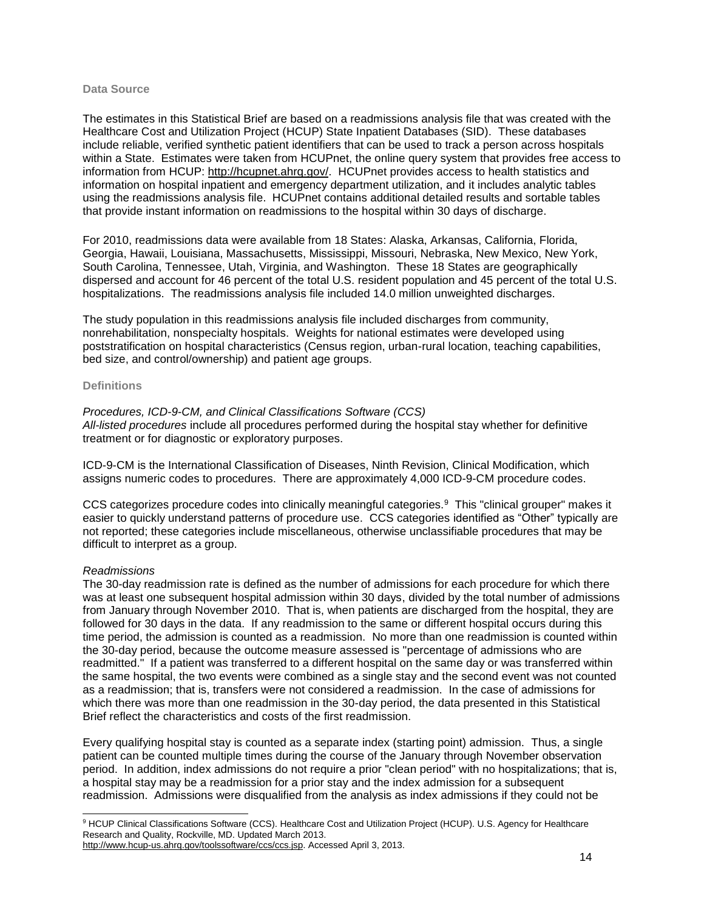### Data Source

The estimates in this Statistical Brief are based on a readmissions analysis file that was created with the Healthcare Cost and Utilization Project (HCUP) State Inpatient Databases (SID). These databases include reliable, verified synthetic patient identifiers that can be used to track a person across hospitals within a State. Estimates were taken from HCUPnet, the online query system that provides free access to information from HCUP: http://hcupnet.ahrq.gov/. HCUPnet provides access to health statistics and information on hospital inpatient and emergency department utilization, and it includes analytic tables using the readmissions analysis file. HCUPnet contains additional detailed results and sortable tables that provide instant information on readmissions to the hospital within 30 days of discharge.

For 2010, readmissions data were available from 18 States: Alaska, Arkansas, California, Florida, Georgia, Hawaii, Louisiana, Massachusetts, Mississippi, Missouri, Nebraska, New Mexico, New York, South Carolina, Tennessee, Utah, Virginia, and Washington. These 18 States are geographically dispersed and account for 46 percent of the total U.S. resident population and 45 percent of the total U.S. hospitalizations. The readmissions analysis file included 14.0 million unweighted discharges.

The study population in this readmissions analysis file included discharges from community, nonrehabilitation, nonspecialty hospitals. Weights for national estimates were developed using poststratification on hospital characteristics (Census region, urban-rural location, teaching capabilities, bed size, and control/ownership) and patient age groups.

### Definitions

*Procedures, ICD-9-CM, and Clinical Classifications Software (CCS)*
*All-listed procedures* include all procedures performed during the hospital stay whether for definitive treatment or for diagnostic or exploratory purposes.

ICD-9-CM is the International Classification of Diseases, Ninth Revision, Clinical Modification, which assigns numeric codes to procedures. There are approximately 4,000 ICD-9-CM procedure codes.

CCS categorizes procedure codes into clinically meaningful categories.[9] This "clinical grouper" makes it easier to quickly understand patterns of procedure use. CCS categories identified as "Other" typically are not reported; these categories include miscellaneous, otherwise unclassifiable procedures that may be difficult to interpret as a group.

*Readmissions*
The 30-day readmission rate is defined as the number of admissions for each procedure for which there was at least one subsequent hospital admission within 30 days, divided by the total number of admissions from January through November 2010. That is, when patients are discharged from the hospital, they are followed for 30 days in the data. If any readmission to the same or different hospital occurs during this time period, the admission is counted as a readmission. No more than one readmission is counted within the 30-day period, because the outcome measure assessed is "percentage of admissions who are readmitted." If a patient was transferred to a different hospital on the same day or was transferred within the same hospital, the two events were combined as a single stay and the second event was not counted as a readmission; that is, transfers were not considered a readmission. In the case of admissions for which there was more than one readmission in the 30-day period, the data presented in this Statistical Brief reflect the characteristics and costs of the first readmission.

Every qualifying hospital stay is counted as a separate index (starting point) admission. Thus, a single patient can be counted multiple times during the course of the January through November observation period. In addition, index admissions do not require a prior "clean period" with no hospitalizations; that is, a hospital stay may be a readmission for a prior stay and the index admission for a subsequent readmission. Admissions were disqualified from the analysis as index admissions if they could not be

---

[9] HCUP Clinical Classifications Software (CCS). Healthcare Cost and Utilization Project (HCUP). U.S. Agency for Healthcare Research and Quality, Rockville, MD. Updated March 2013. http://www.hcup-us.ahrq.gov/toolssoftware/ccs/ccs.jsp. Accessed April 3, 2013.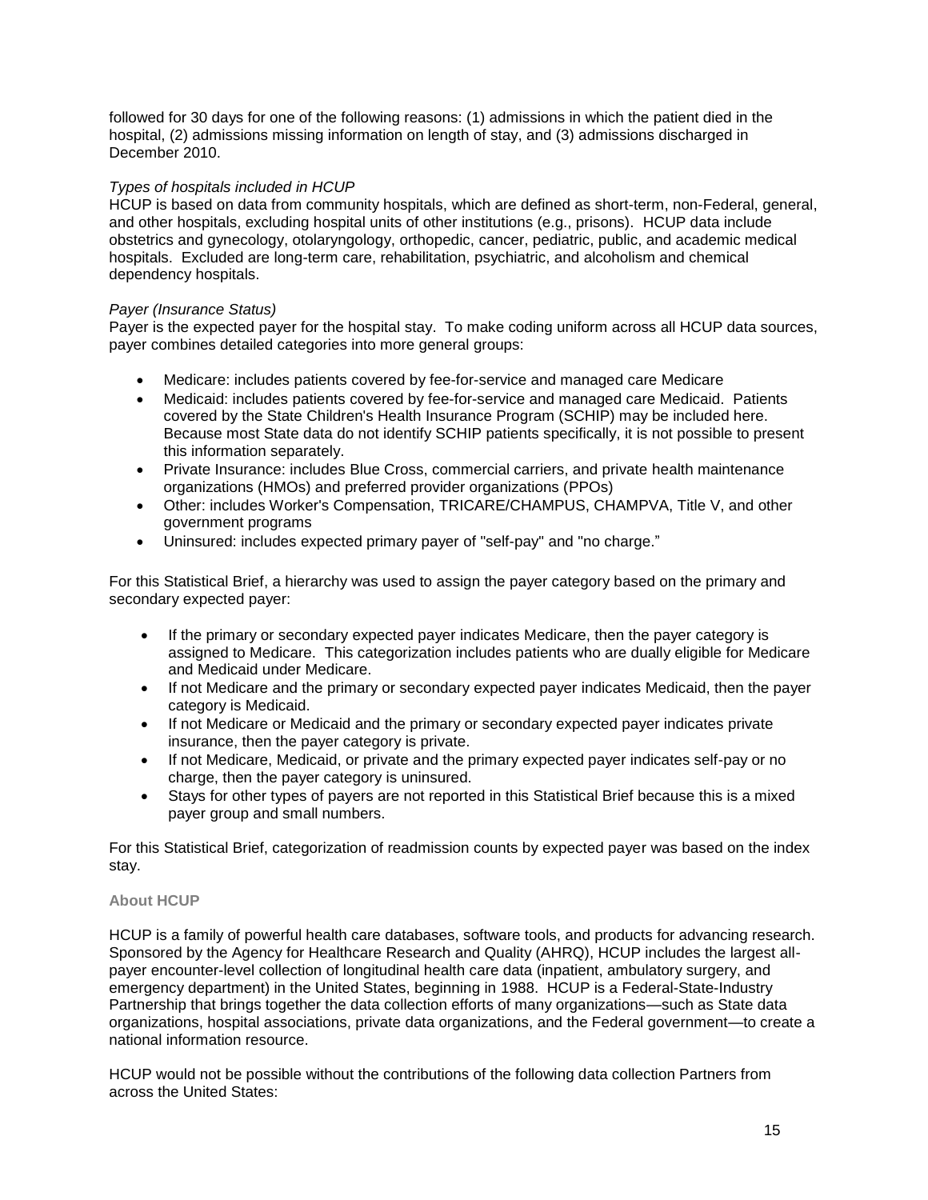followed for 30 days for one of the following reasons: (1) admissions in which the patient died in the hospital, (2) admissions missing information on length of stay, and (3) admissions discharged in December 2010.

*Types of hospitals included in HCUP*

HCUP is based on data from community hospitals, which are defined as short-term, non-Federal, general, and other hospitals, excluding hospital units of other institutions (e.g., prisons). HCUP data include obstetrics and gynecology, otolaryngology, orthopedic, cancer, pediatric, public, and academic medical hospitals. Excluded are long-term care, rehabilitation, psychiatric, and alcoholism and chemical dependency hospitals.

*Payer (Insurance Status)*

Payer is the expected payer for the hospital stay. To make coding uniform across all HCUP data sources, payer combines detailed categories into more general groups:

- Medicare: includes patients covered by fee-for-service and managed care Medicare
- Medicaid: includes patients covered by fee-for-service and managed care Medicaid. Patients covered by the State Children's Health Insurance Program (SCHIP) may be included here. Because most State data do not identify SCHIP patients specifically, it is not possible to present this information separately.
- Private Insurance: includes Blue Cross, commercial carriers, and private health maintenance organizations (HMOs) and preferred provider organizations (PPOs)
- Other: includes Worker's Compensation, TRICARE/CHAMPUS, CHAMPVA, Title V, and other government programs
- Uninsured: includes expected primary payer of "self-pay" and "no charge."

For this Statistical Brief, a hierarchy was used to assign the payer category based on the primary and secondary expected payer:

- If the primary or secondary expected payer indicates Medicare, then the payer category is assigned to Medicare. This categorization includes patients who are dually eligible for Medicare and Medicaid under Medicare.
- If not Medicare and the primary or secondary expected payer indicates Medicaid, then the payer category is Medicaid.
- If not Medicare or Medicaid and the primary or secondary expected payer indicates private insurance, then the payer category is private.
- If not Medicare, Medicaid, or private and the primary expected payer indicates self-pay or no charge, then the payer category is uninsured.
- Stays for other types of payers are not reported in this Statistical Brief because this is a mixed payer group and small numbers.

For this Statistical Brief, categorization of readmission counts by expected payer was based on the index stay.

**About HCUP**

HCUP is a family of powerful health care databases, software tools, and products for advancing research. Sponsored by the Agency for Healthcare Research and Quality (AHRQ), HCUP includes the largest all-payer encounter-level collection of longitudinal health care data (inpatient, ambulatory surgery, and emergency department) in the United States, beginning in 1988. HCUP is a Federal-State-Industry Partnership that brings together the data collection efforts of many organizations—such as State data organizations, hospital associations, private data organizations, and the Federal government—to create a national information resource.

HCUP would not be possible without the contributions of the following data collection Partners from across the United States: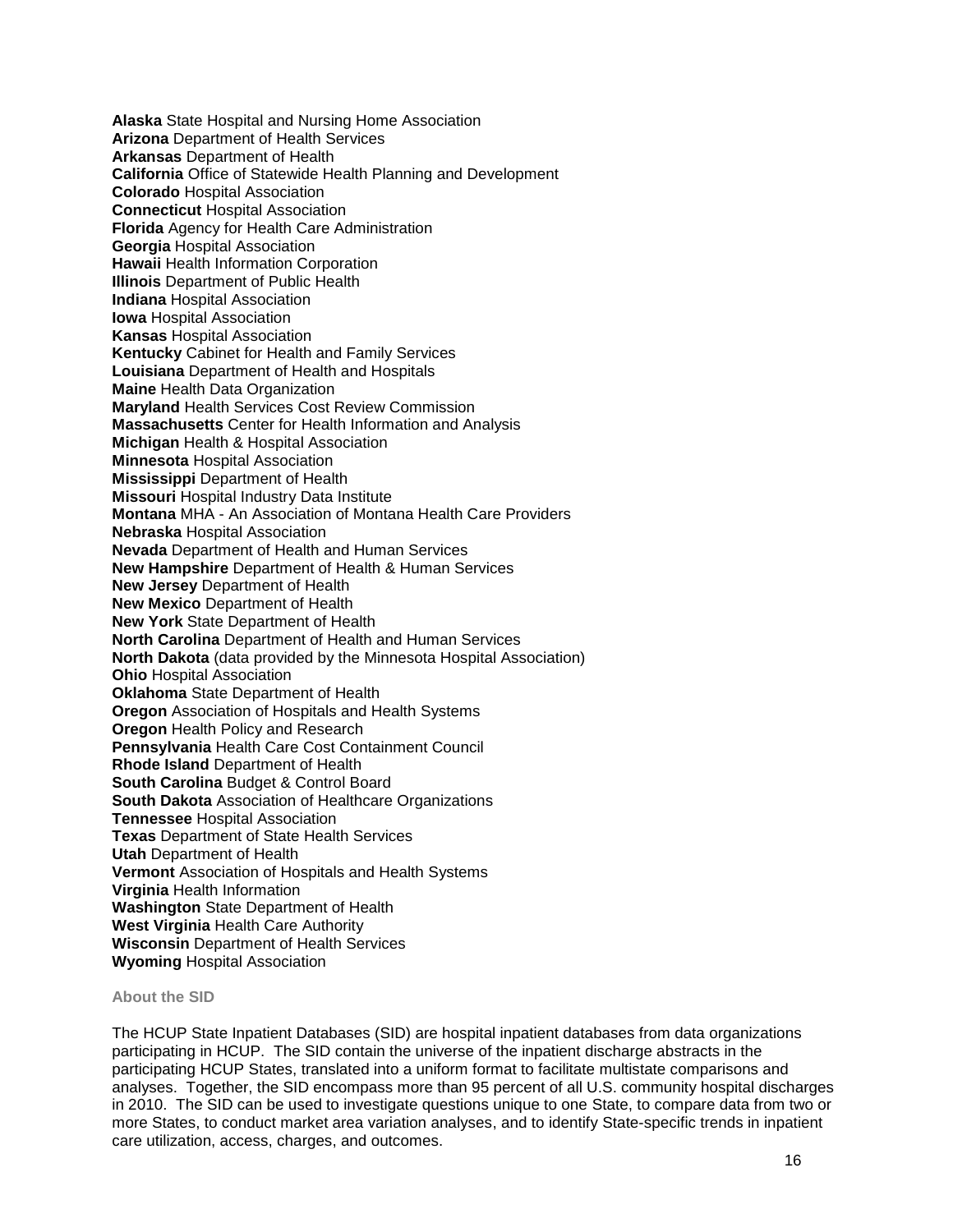**Alaska** State Hospital and Nursing Home Association
**Arizona** Department of Health Services
**Arkansas** Department of Health
**California** Office of Statewide Health Planning and Development
**Colorado** Hospital Association
**Connecticut** Hospital Association
**Florida** Agency for Health Care Administration
**Georgia** Hospital Association
**Hawaii** Health Information Corporation
**Illinois** Department of Public Health
**Indiana** Hospital Association
**Iowa** Hospital Association
**Kansas** Hospital Association
**Kentucky** Cabinet for Health and Family Services
**Louisiana** Department of Health and Hospitals
**Maine** Health Data Organization
**Maryland** Health Services Cost Review Commission
**Massachusetts** Center for Health Information and Analysis
**Michigan** Health & Hospital Association
**Minnesota** Hospital Association
**Mississippi** Department of Health
**Missouri** Hospital Industry Data Institute
**Montana** MHA - An Association of Montana Health Care Providers
**Nebraska** Hospital Association
**Nevada** Department of Health and Human Services
**New Hampshire** Department of Health & Human Services
**New Jersey** Department of Health
**New Mexico** Department of Health
**New York** State Department of Health
**North Carolina** Department of Health and Human Services
**North Dakota** (data provided by the Minnesota Hospital Association)
**Ohio** Hospital Association
**Oklahoma** State Department of Health
**Oregon** Association of Hospitals and Health Systems
**Oregon** Health Policy and Research
**Pennsylvania** Health Care Cost Containment Council
**Rhode Island** Department of Health
**South Carolina** Budget & Control Board
**South Dakota** Association of Healthcare Organizations
**Tennessee** Hospital Association
**Texas** Department of State Health Services
**Utah** Department of Health
**Vermont** Association of Hospitals and Health Systems
**Virginia** Health Information
**Washington** State Department of Health
**West Virginia** Health Care Authority
**Wisconsin** Department of Health Services
**Wyoming** Hospital Association

### About the SID

The HCUP State Inpatient Databases (SID) are hospital inpatient databases from data organizations participating in HCUP. The SID contain the universe of the inpatient discharge abstracts in the participating HCUP States, translated into a uniform format to facilitate multistate comparisons and analyses. Together, the SID encompass more than 95 percent of all U.S. community hospital discharges in 2010. The SID can be used to investigate questions unique to one State, to compare data from two or more States, to conduct market area variation analyses, and to identify State-specific trends in inpatient care utilization, access, charges, and outcomes.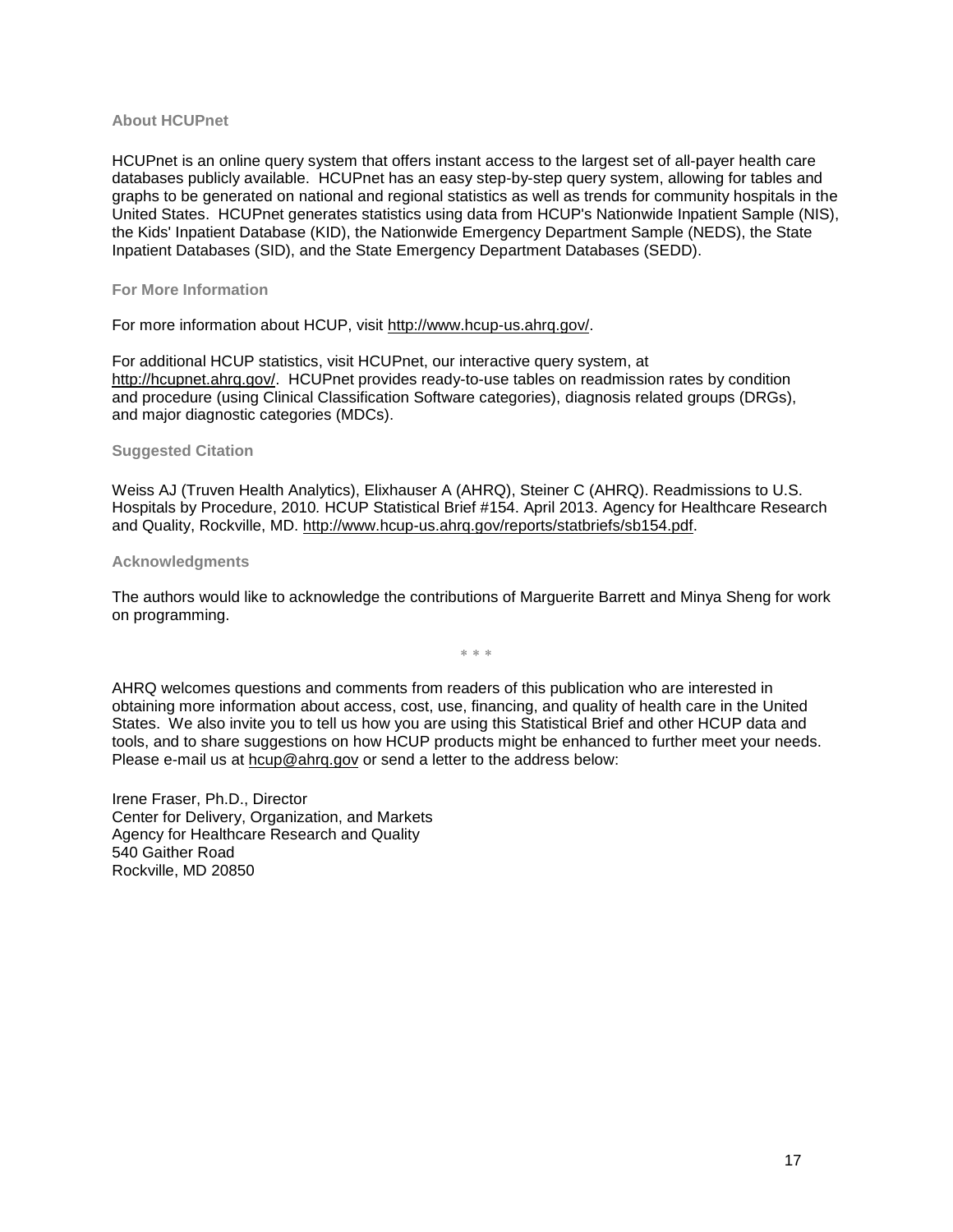### About HCUPnet

HCUPnet is an online query system that offers instant access to the largest set of all-payer health care databases publicly available. HCUPnet has an easy step-by-step query system, allowing for tables and graphs to be generated on national and regional statistics as well as trends for community hospitals in the United States. HCUPnet generates statistics using data from HCUP's Nationwide Inpatient Sample (NIS), the Kids' Inpatient Database (KID), the Nationwide Emergency Department Sample (NEDS), the State Inpatient Databases (SID), and the State Emergency Department Databases (SEDD).

### For More Information

For more information about HCUP, visit http://www.hcup-us.ahrq.gov/.

For additional HCUP statistics, visit HCUPnet, our interactive query system, at http://hcupnet.ahrq.gov/. HCUPnet provides ready-to-use tables on readmission rates by condition and procedure (using Clinical Classification Software categories), diagnosis related groups (DRGs), and major diagnostic categories (MDCs).

### Suggested Citation

Weiss AJ (Truven Health Analytics), Elixhauser A (AHRQ), Steiner C (AHRQ). Readmissions to U.S. Hospitals by Procedure, 2010. HCUP Statistical Brief #154. April 2013. Agency for Healthcare Research and Quality, Rockville, MD. http://www.hcup-us.ahrq.gov/reports/statbriefs/sb154.pdf.

### Acknowledgments

The authors would like to acknowledge the contributions of Marguerite Barrett and Minya Sheng for work on programming.

\* \* \*

AHRQ welcomes questions and comments from readers of this publication who are interested in obtaining more information about access, cost, use, financing, and quality of health care in the United States. We also invite you to tell us how you are using this Statistical Brief and other HCUP data and tools, and to share suggestions on how HCUP products might be enhanced to further meet your needs. Please e-mail us at hcup@ahrq.gov or send a letter to the address below:

Irene Fraser, Ph.D., Director
Center for Delivery, Organization, and Markets
Agency for Healthcare Research and Quality
540 Gaither Road
Rockville, MD 20850